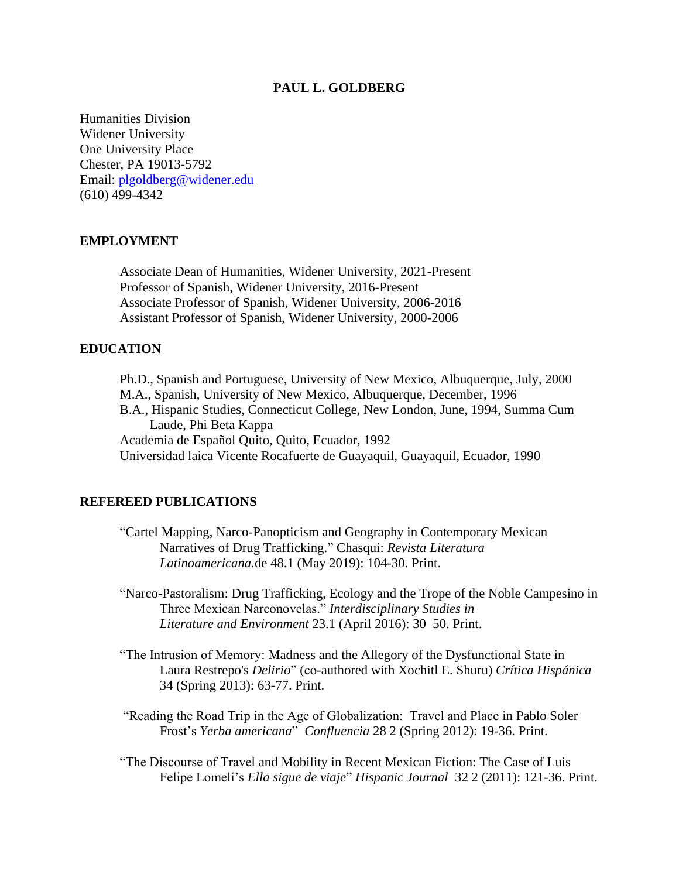# PAUL L. GOLDBERG

Humanities Division
Widener University
One University Place
Chester, PA 19013-5792
Email: plgoldberg@widener.edu
(610) 499-4342

## EMPLOYMENT

Associate Dean of Humanities, Widener University, 2021-Present
Professor of Spanish, Widener University, 2016-Present
Associate Professor of Spanish, Widener University, 2006-2016
Assistant Professor of Spanish, Widener University, 2000-2006

## EDUCATION

Ph.D., Spanish and Portuguese, University of New Mexico, Albuquerque, July, 2000
M.A., Spanish, University of New Mexico, Albuquerque, December, 1996
B.A., Hispanic Studies, Connecticut College, New London, June, 1994, Summa Cum Laude, Phi Beta Kappa
Academia de Español Quito, Quito, Ecuador, 1992
Universidad laica Vicente Rocafuerte de Guayaquil, Guayaquil, Ecuador, 1990

## REFEREED PUBLICATIONS

"Cartel Mapping, Narco-Panopticism and Geography in Contemporary Mexican Narratives of Drug Trafficking." Chasqui: *Revista Literatura Latinoamericana*.de 48.1 (May 2019): 104-30. Print.

"Narco-Pastoralism: Drug Trafficking, Ecology and the Trope of the Noble Campesino in Three Mexican Narconovelas." *Interdisciplinary Studies in Literature and Environment* 23.1 (April 2016): 30–50. Print.

"The Intrusion of Memory: Madness and the Allegory of the Dysfunctional State in Laura Restrepo's *Delirio*" (co-authored with Xochitl E. Shuru) *Crítica Hispánica* 34 (Spring 2013): 63-77. Print.

"Reading the Road Trip in the Age of Globalization: Travel and Place in Pablo Soler Frost's *Yerba americana*" *Confluencia* 28 2 (Spring 2012): 19-36. Print.

"The Discourse of Travel and Mobility in Recent Mexican Fiction: The Case of Luis Felipe Lomelí's *Ella sigue de viaje*" *Hispanic Journal* 32 2 (2011): 121-36. Print.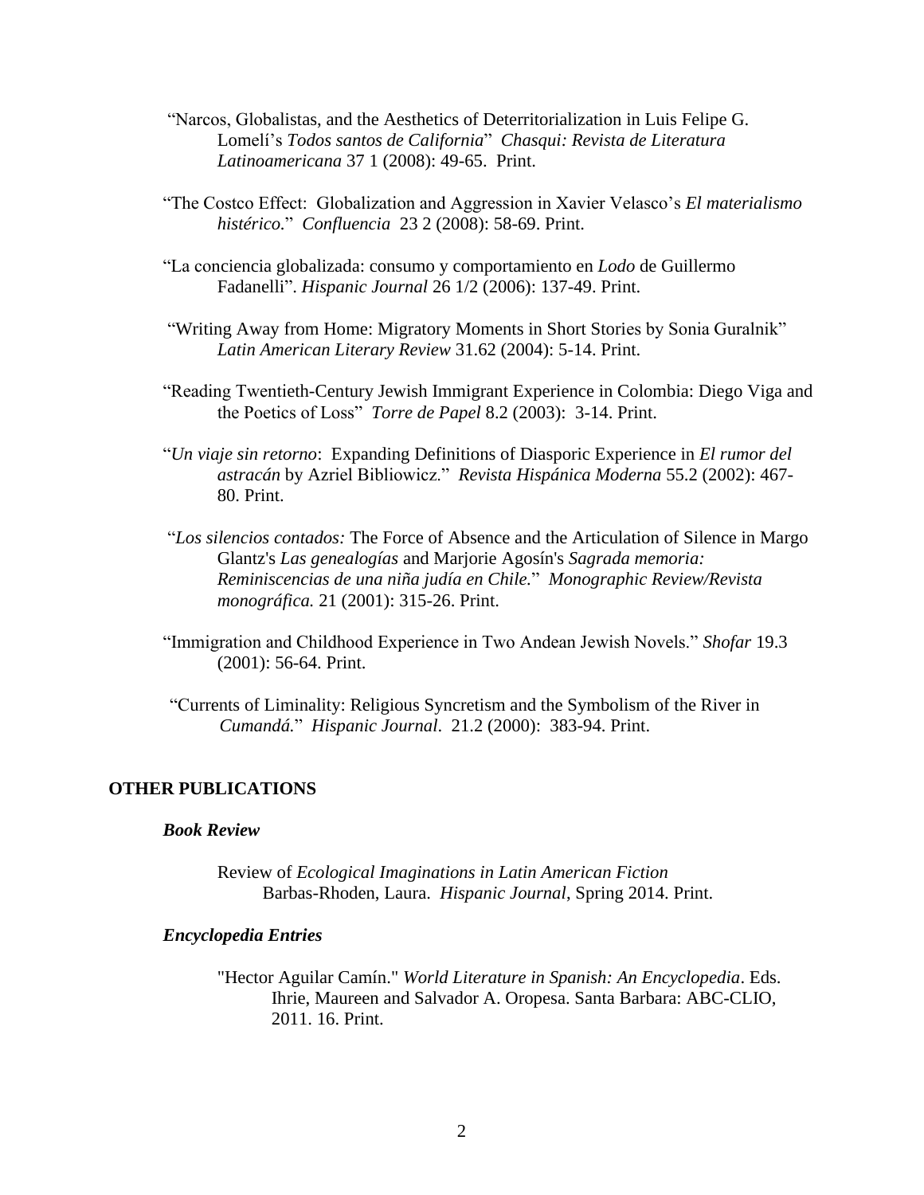"Narcos, Globalistas, and the Aesthetics of Deterritorialization in Luis Felipe G. Lomelí's *Todos santos de California*" *Chasqui: Revista de Literatura Latinoamericana* 37 1 (2008): 49-65. Print.

"The Costco Effect: Globalization and Aggression in Xavier Velasco's *El materialismo histérico*." *Confluencia* 23 2 (2008): 58-69. Print.

"La conciencia globalizada: consumo y comportamiento en *Lodo* de Guillermo Fadanelli". *Hispanic Journal* 26 1/2 (2006): 137-49. Print.

"Writing Away from Home: Migratory Moments in Short Stories by Sonia Guralnik" *Latin American Literary Review* 31.62 (2004): 5-14. Print.

"Reading Twentieth-Century Jewish Immigrant Experience in Colombia: Diego Viga and the Poetics of Loss" *Torre de Papel* 8.2 (2003): 3-14. Print.

"*Un viaje sin retorno*: Expanding Definitions of Diasporic Experience in *El rumor del astracán* by Azriel Bibliowicz." *Revista Hispánica Moderna* 55.2 (2002): 467-80. Print.

"*Los silencios contados:* The Force of Absence and the Articulation of Silence in Margo Glantz's *Las genealogías* and Marjorie Agosín's *Sagrada memoria: Reminiscencias de una niña judía en Chile.*" *Monographic Review/Revista monográfica.* 21 (2001): 315-26. Print.

"Immigration and Childhood Experience in Two Andean Jewish Novels." *Shofar* 19.3 (2001): 56-64. Print.

"Currents of Liminality: Religious Syncretism and the Symbolism of the River in *Cumandá.*" *Hispanic Journal*. 21.2 (2000): 383-94. Print.

## OTHER PUBLICATIONS

### *Book Review*

Review of *Ecological Imaginations in Latin American Fiction* Barbas-Rhoden, Laura. *Hispanic Journal*, Spring 2014. Print.

### *Encyclopedia Entries*

"Hector Aguilar Camín." *World Literature in Spanish: An Encyclopedia*. Eds. Ihrie, Maureen and Salvador A. Oropesa. Santa Barbara: ABC-CLIO, 2011. 16. Print.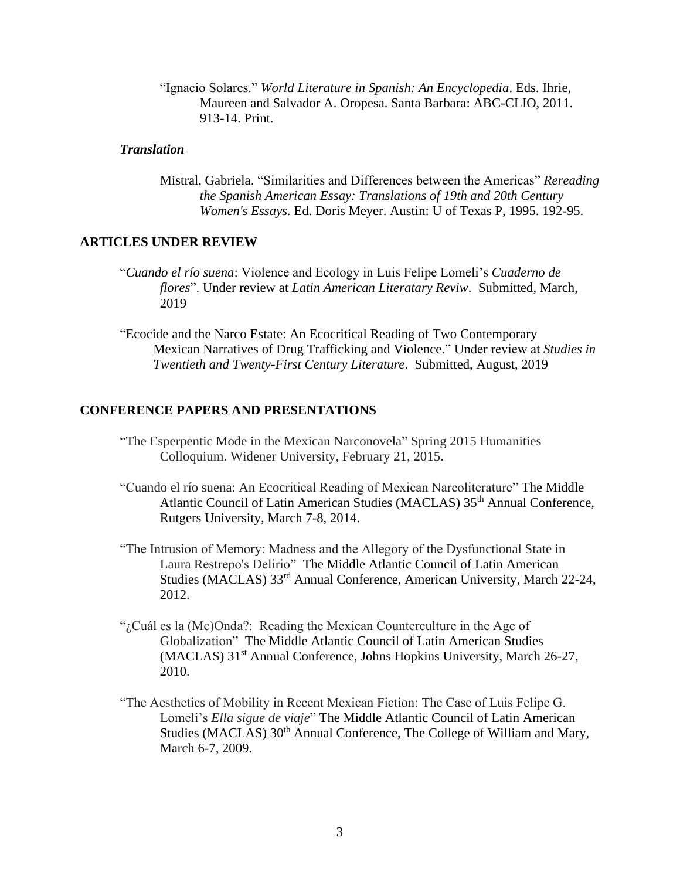"Ignacio Solares." *World Literature in Spanish: An Encyclopedia*. Eds. Ihrie, Maureen and Salvador A. Oropesa. Santa Barbara: ABC-CLIO, 2011. 913-14. Print.

### *Translation*

Mistral, Gabriela. "Similarities and Differences between the Americas" *Rereading the Spanish American Essay: Translations of 19th and 20th Century Women's Essays.* Ed. Doris Meyer. Austin: U of Texas P, 1995. 192-95.

## ARTICLES UNDER REVIEW

"*Cuando el río suena*: Violence and Ecology in Luis Felipe Lomeli's *Cuaderno de flores*". Under review at *Latin American Literatary Reviw*. Submitted, March, 2019

"Ecocide and the Narco Estate: An Ecocritical Reading of Two Contemporary Mexican Narratives of Drug Trafficking and Violence." Under review at *Studies in Twentieth and Twenty-First Century Literature*. Submitted, August, 2019

## CONFERENCE PAPERS AND PRESENTATIONS

"The Esperpentic Mode in the Mexican Narconovela" Spring 2015 Humanities Colloquium. Widener University, February 21, 2015.

"Cuando el río suena: An Ecocritical Reading of Mexican Narcoliterature" The Middle Atlantic Council of Latin American Studies (MACLAS) 35th Annual Conference, Rutgers University, March 7-8, 2014.

"The Intrusion of Memory: Madness and the Allegory of the Dysfunctional State in Laura Restrepo's Delirio" The Middle Atlantic Council of Latin American Studies (MACLAS) 33rd Annual Conference, American University, March 22-24, 2012.

"¿Cuál es la (Mc)Onda?: Reading the Mexican Counterculture in the Age of Globalization" The Middle Atlantic Council of Latin American Studies (MACLAS) 31st Annual Conference, Johns Hopkins University, March 26-27, 2010.

"The Aesthetics of Mobility in Recent Mexican Fiction: The Case of Luis Felipe G. Lomeli's *Ella sigue de viaje*" The Middle Atlantic Council of Latin American Studies (MACLAS) 30th Annual Conference, The College of William and Mary, March 6-7, 2009.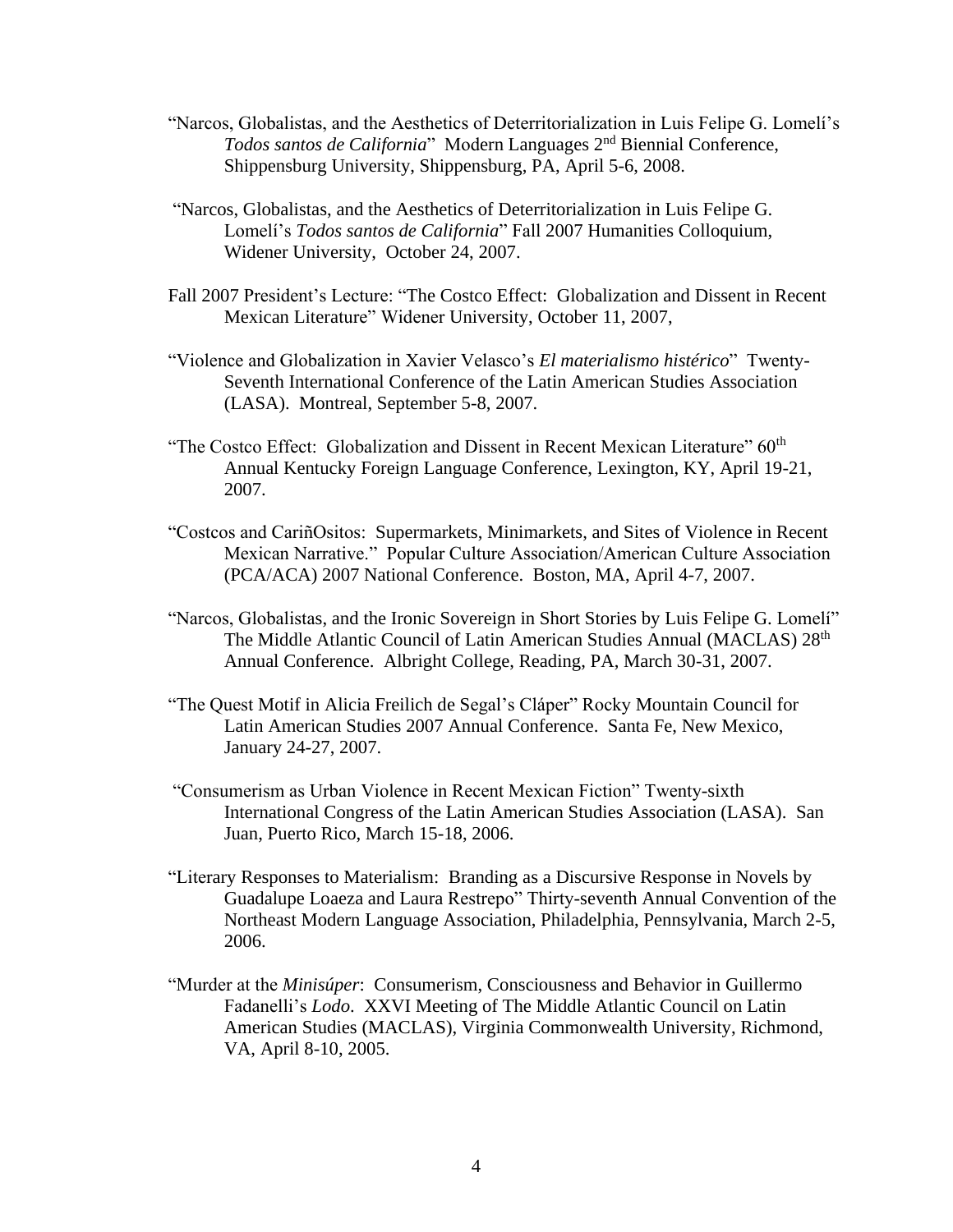"Narcos, Globalistas, and the Aesthetics of Deterritorialization in Luis Felipe G. Lomelí's *Todos santos de California*" Modern Languages 2nd Biennial Conference, Shippensburg University, Shippensburg, PA, April 5-6, 2008.

"Narcos, Globalistas, and the Aesthetics of Deterritorialization in Luis Felipe G. Lomelí's *Todos santos de California*" Fall 2007 Humanities Colloquium, Widener University, October 24, 2007.

Fall 2007 President's Lecture: "The Costco Effect: Globalization and Dissent in Recent Mexican Literature" Widener University, October 11, 2007,

"Violence and Globalization in Xavier Velasco's *El materialismo histérico*" Twenty-Seventh International Conference of the Latin American Studies Association (LASA). Montreal, September 5-8, 2007.

"The Costco Effect: Globalization and Dissent in Recent Mexican Literature" 60th Annual Kentucky Foreign Language Conference, Lexington, KY, April 19-21, 2007.

"Costcos and CariñOsitos: Supermarkets, Minimarkets, and Sites of Violence in Recent Mexican Narrative." Popular Culture Association/American Culture Association (PCA/ACA) 2007 National Conference. Boston, MA, April 4-7, 2007.

"Narcos, Globalistas, and the Ironic Sovereign in Short Stories by Luis Felipe G. Lomelí" The Middle Atlantic Council of Latin American Studies Annual (MACLAS) 28th Annual Conference. Albright College, Reading, PA, March 30-31, 2007.

"The Quest Motif in Alicia Freilich de Segal's Cláper" Rocky Mountain Council for Latin American Studies 2007 Annual Conference. Santa Fe, New Mexico, January 24-27, 2007.

"Consumerism as Urban Violence in Recent Mexican Fiction" Twenty-sixth International Congress of the Latin American Studies Association (LASA). San Juan, Puerto Rico, March 15-18, 2006.

"Literary Responses to Materialism: Branding as a Discursive Response in Novels by Guadalupe Loaeza and Laura Restrepo" Thirty-seventh Annual Convention of the Northeast Modern Language Association, Philadelphia, Pennsylvania, March 2-5, 2006.

"Murder at the *Minisúper*: Consumerism, Consciousness and Behavior in Guillermo Fadanelli's *Lodo*. XXVI Meeting of The Middle Atlantic Council on Latin American Studies (MACLAS), Virginia Commonwealth University, Richmond, VA, April 8-10, 2005.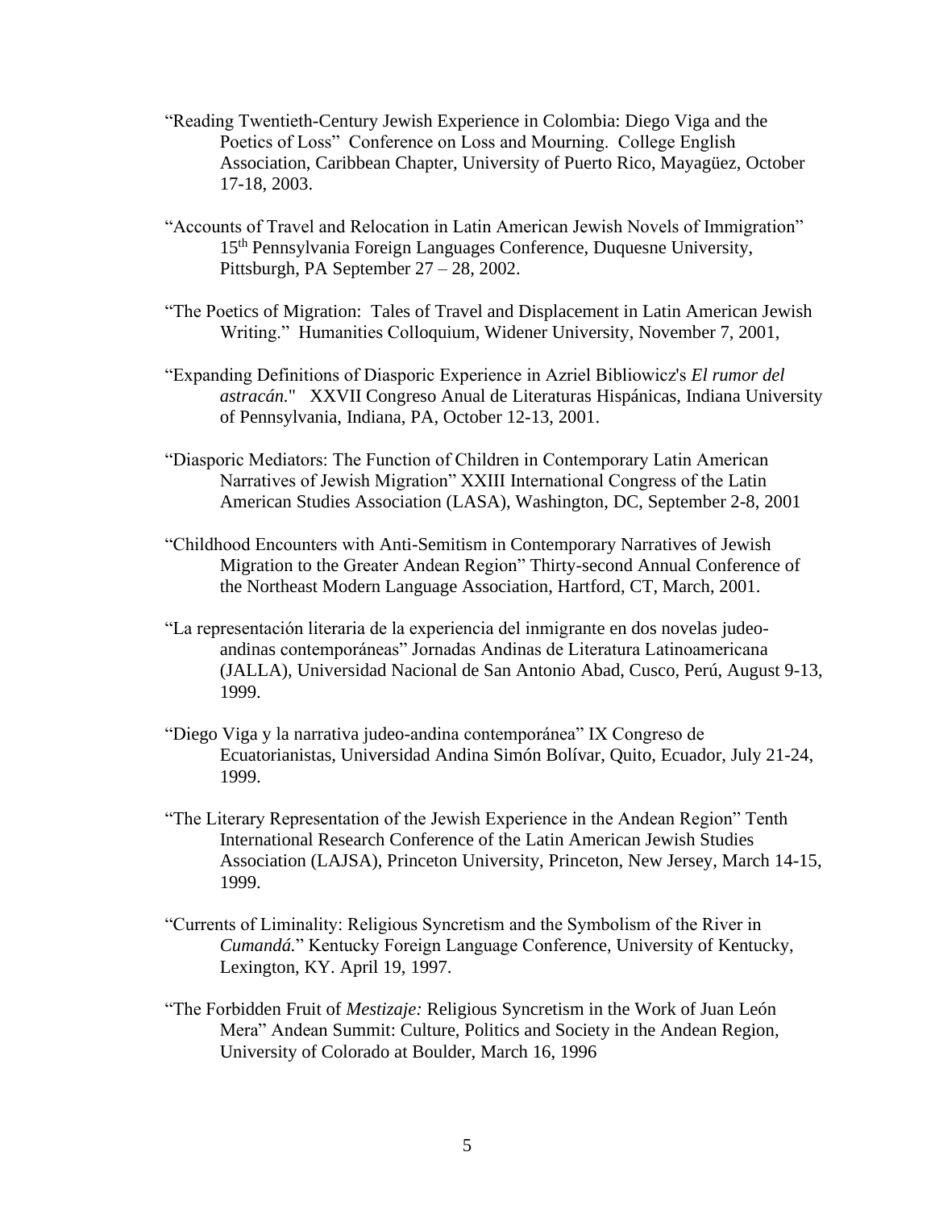"Reading Twentieth-Century Jewish Experience in Colombia: Diego Viga and the Poetics of Loss" Conference on Loss and Mourning. College English Association, Caribbean Chapter, University of Puerto Rico, Mayagüez, October 17-18, 2003.

"Accounts of Travel and Relocation in Latin American Jewish Novels of Immigration" 15th Pennsylvania Foreign Languages Conference, Duquesne University, Pittsburgh, PA September 27 – 28, 2002.

"The Poetics of Migration: Tales of Travel and Displacement in Latin American Jewish Writing." Humanities Colloquium, Widener University, November 7, 2001,

"Expanding Definitions of Diasporic Experience in Azriel Bibliowicz's *El rumor del astracán.*" XXVII Congreso Anual de Literaturas Hispánicas, Indiana University of Pennsylvania, Indiana, PA, October 12-13, 2001.

"Diasporic Mediators: The Function of Children in Contemporary Latin American Narratives of Jewish Migration" XXIII International Congress of the Latin American Studies Association (LASA), Washington, DC, September 2-8, 2001

"Childhood Encounters with Anti-Semitism in Contemporary Narratives of Jewish Migration to the Greater Andean Region" Thirty-second Annual Conference of the Northeast Modern Language Association, Hartford, CT, March, 2001.

"La representación literaria de la experiencia del inmigrante en dos novelas judeo-andinas contemporáneas" Jornadas Andinas de Literatura Latinoamericana (JALLA), Universidad Nacional de San Antonio Abad, Cusco, Perú, August 9-13, 1999.

"Diego Viga y la narrativa judeo-andina contemporánea" IX Congreso de Ecuatorianistas, Universidad Andina Simón Bolívar, Quito, Ecuador, July 21-24, 1999.

"The Literary Representation of the Jewish Experience in the Andean Region" Tenth International Research Conference of the Latin American Jewish Studies Association (LAJSA), Princeton University, Princeton, New Jersey, March 14-15, 1999.

"Currents of Liminality: Religious Syncretism and the Symbolism of the River in *Cumandá.*" Kentucky Foreign Language Conference, University of Kentucky, Lexington, KY. April 19, 1997.

"The Forbidden Fruit of *Mestizaje:* Religious Syncretism in the Work of Juan León Mera" Andean Summit: Culture, Politics and Society in the Andean Region, University of Colorado at Boulder, March 16, 1996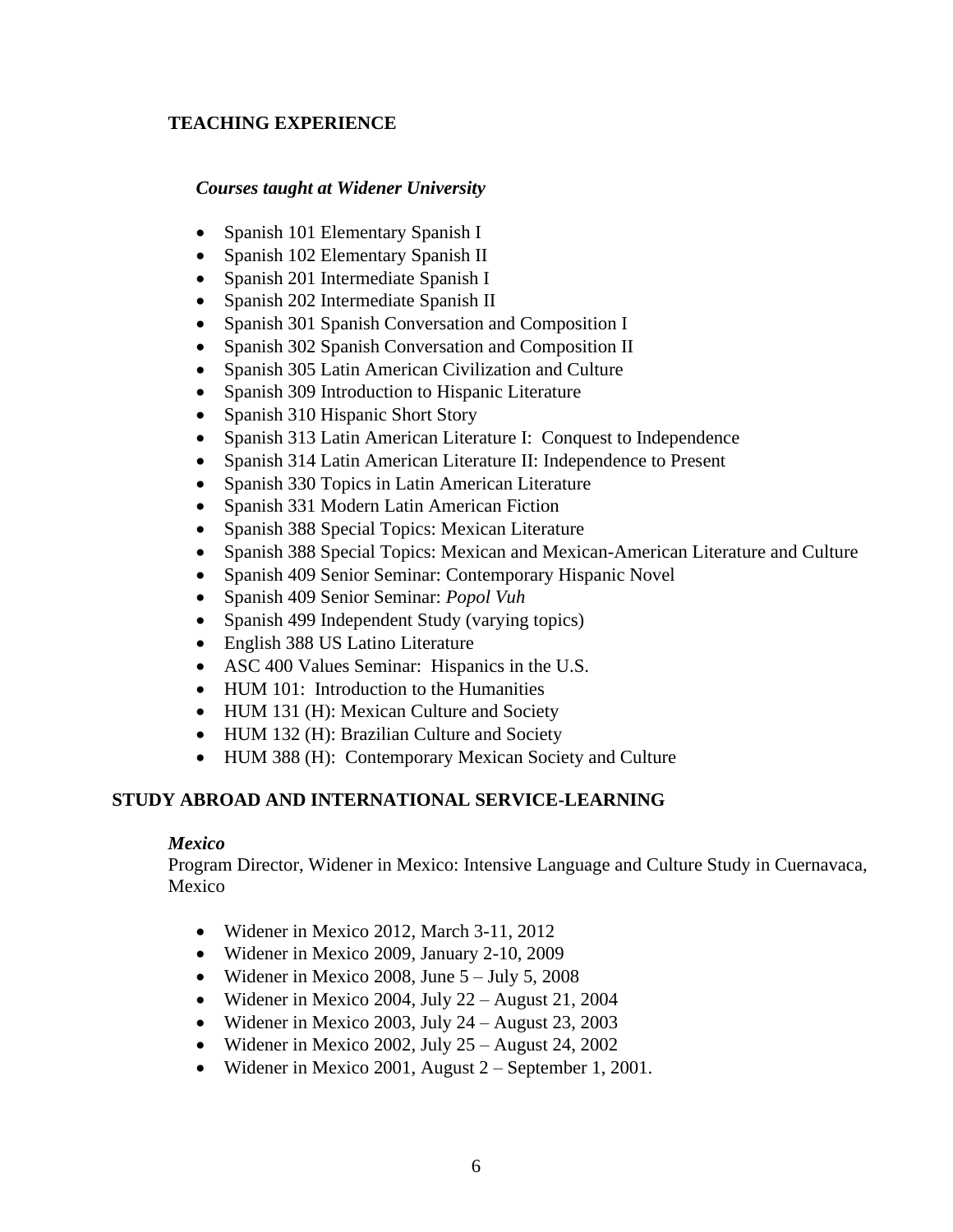## TEACHING EXPERIENCE

### *Courses taught at Widener University*

- Spanish 101 Elementary Spanish I
- Spanish 102 Elementary Spanish II
- Spanish 201 Intermediate Spanish I
- Spanish 202 Intermediate Spanish II
- Spanish 301 Spanish Conversation and Composition I
- Spanish 302 Spanish Conversation and Composition II
- Spanish 305 Latin American Civilization and Culture
- Spanish 309 Introduction to Hispanic Literature
- Spanish 310 Hispanic Short Story
- Spanish 313 Latin American Literature I: Conquest to Independence
- Spanish 314 Latin American Literature II: Independence to Present
- Spanish 330 Topics in Latin American Literature
- Spanish 331 Modern Latin American Fiction
- Spanish 388 Special Topics: Mexican Literature
- Spanish 388 Special Topics: Mexican and Mexican-American Literature and Culture
- Spanish 409 Senior Seminar: Contemporary Hispanic Novel
- Spanish 409 Senior Seminar: *Popol Vuh*
- Spanish 499 Independent Study (varying topics)
- English 388 US Latino Literature
- ASC 400 Values Seminar: Hispanics in the U.S.
- HUM 101: Introduction to the Humanities
- HUM 131 (H): Mexican Culture and Society
- HUM 132 (H): Brazilian Culture and Society
- HUM 388 (H): Contemporary Mexican Society and Culture

## STUDY ABROAD AND INTERNATIONAL SERVICE-LEARNING

### *Mexico*

Program Director, Widener in Mexico: Intensive Language and Culture Study in Cuernavaca, Mexico

- Widener in Mexico 2012, March 3-11, 2012
- Widener in Mexico 2009, January 2-10, 2009
- Widener in Mexico 2008, June 5 – July 5, 2008
- Widener in Mexico 2004, July 22 – August 21, 2004
- Widener in Mexico 2003, July 24 – August 23, 2003
- Widener in Mexico 2002, July 25 – August 24, 2002
- Widener in Mexico 2001, August 2 – September 1, 2001.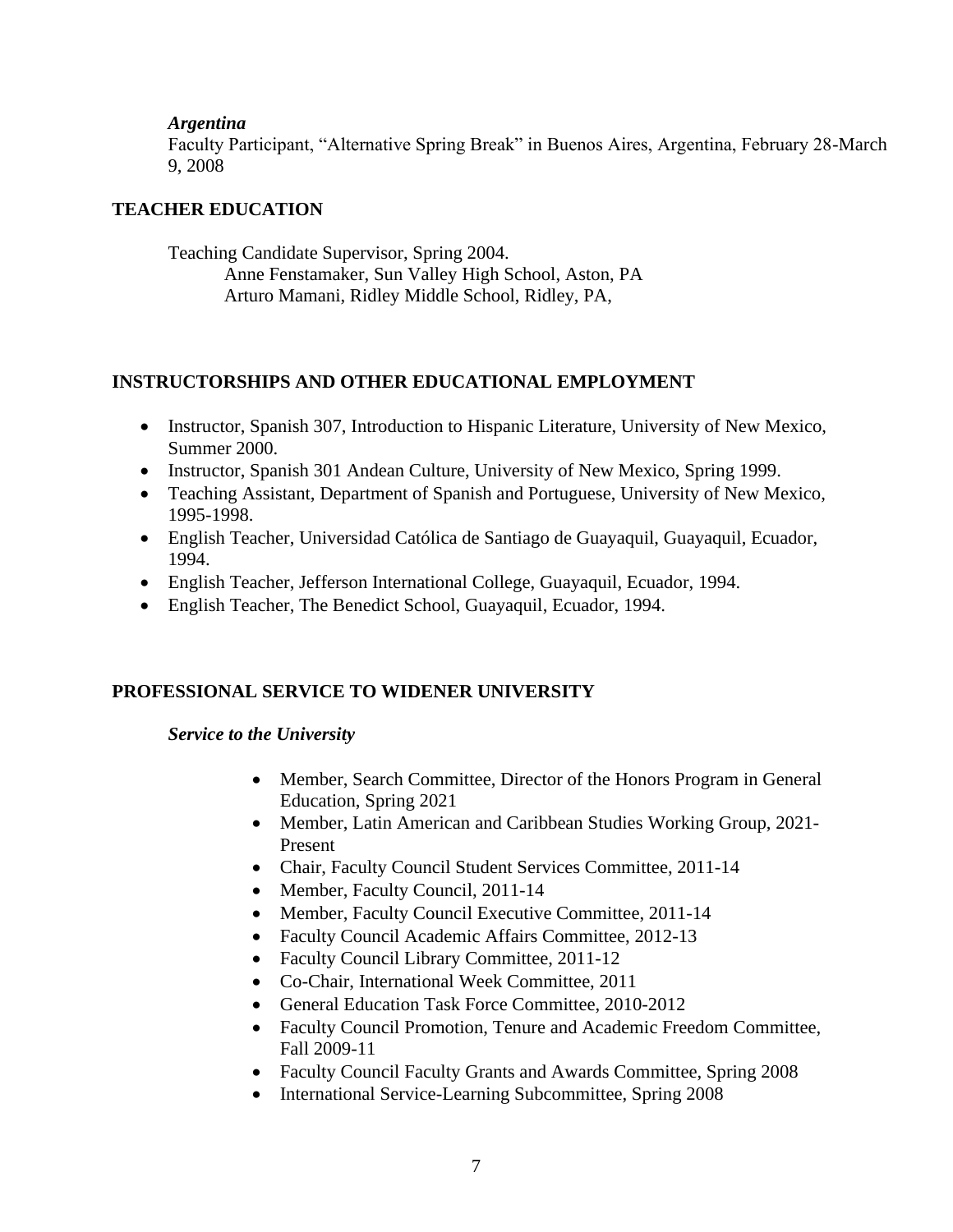*Argentina*

Faculty Participant, "Alternative Spring Break" in Buenos Aires, Argentina, February 28-March 9, 2008

## TEACHER EDUCATION

Teaching Candidate Supervisor, Spring 2004.

Anne Fenstamaker, Sun Valley High School, Aston, PA

Arturo Mamani, Ridley Middle School, Ridley, PA,

## INSTRUCTORSHIPS AND OTHER EDUCATIONAL EMPLOYMENT

- Instructor, Spanish 307, Introduction to Hispanic Literature, University of New Mexico, Summer 2000.
- Instructor, Spanish 301 Andean Culture, University of New Mexico, Spring 1999.
- Teaching Assistant, Department of Spanish and Portuguese, University of New Mexico, 1995-1998.
- English Teacher, Universidad Católica de Santiago de Guayaquil, Guayaquil, Ecuador, 1994.
- English Teacher, Jefferson International College, Guayaquil, Ecuador, 1994.
- English Teacher, The Benedict School, Guayaquil, Ecuador, 1994.

## PROFESSIONAL SERVICE TO WIDENER UNIVERSITY

***Service to the University***

- Member, Search Committee, Director of the Honors Program in General Education, Spring 2021
- Member, Latin American and Caribbean Studies Working Group, 2021-Present
- Chair, Faculty Council Student Services Committee, 2011-14
- Member, Faculty Council, 2011-14
- Member, Faculty Council Executive Committee, 2011-14
- Faculty Council Academic Affairs Committee, 2012-13
- Faculty Council Library Committee, 2011-12
- Co-Chair, International Week Committee, 2011
- General Education Task Force Committee, 2010-2012
- Faculty Council Promotion, Tenure and Academic Freedom Committee, Fall 2009-11
- Faculty Council Faculty Grants and Awards Committee, Spring 2008
- International Service-Learning Subcommittee, Spring 2008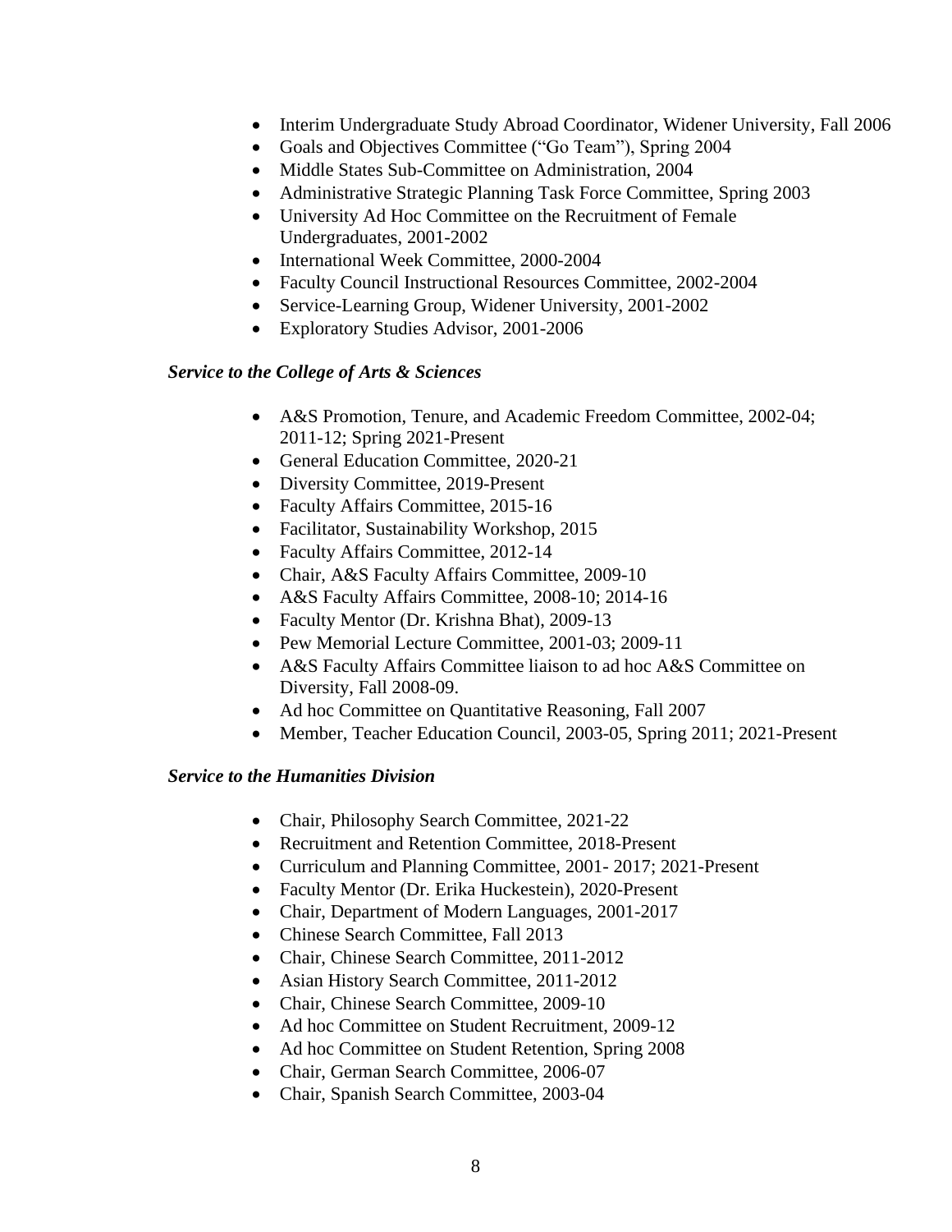- Interim Undergraduate Study Abroad Coordinator, Widener University, Fall 2006
- Goals and Objectives Committee ("Go Team"), Spring 2004
- Middle States Sub-Committee on Administration, 2004
- Administrative Strategic Planning Task Force Committee, Spring 2003
- University Ad Hoc Committee on the Recruitment of Female Undergraduates, 2001-2002
- International Week Committee, 2000-2004
- Faculty Council Instructional Resources Committee, 2002-2004
- Service-Learning Group, Widener University, 2001-2002
- Exploratory Studies Advisor, 2001-2006

***Service to the College of Arts & Sciences***

- A&S Promotion, Tenure, and Academic Freedom Committee, 2002-04; 2011-12; Spring 2021-Present
- General Education Committee, 2020-21
- Diversity Committee, 2019-Present
- Faculty Affairs Committee, 2015-16
- Facilitator, Sustainability Workshop, 2015
- Faculty Affairs Committee, 2012-14
- Chair, A&S Faculty Affairs Committee, 2009-10
- A&S Faculty Affairs Committee, 2008-10; 2014-16
- Faculty Mentor (Dr. Krishna Bhat), 2009-13
- Pew Memorial Lecture Committee, 2001-03; 2009-11
- A&S Faculty Affairs Committee liaison to ad hoc A&S Committee on Diversity, Fall 2008-09.
- Ad hoc Committee on Quantitative Reasoning, Fall 2007
- Member, Teacher Education Council, 2003-05, Spring 2011; 2021-Present

***Service to the Humanities Division***

- Chair, Philosophy Search Committee, 2021-22
- Recruitment and Retention Committee, 2018-Present
- Curriculum and Planning Committee, 2001- 2017; 2021-Present
- Faculty Mentor (Dr. Erika Huckestein), 2020-Present
- Chair, Department of Modern Languages, 2001-2017
- Chinese Search Committee, Fall 2013
- Chair, Chinese Search Committee, 2011-2012
- Asian History Search Committee, 2011-2012
- Chair, Chinese Search Committee, 2009-10
- Ad hoc Committee on Student Recruitment, 2009-12
- Ad hoc Committee on Student Retention, Spring 2008
- Chair, German Search Committee, 2006-07
- Chair, Spanish Search Committee, 2003-04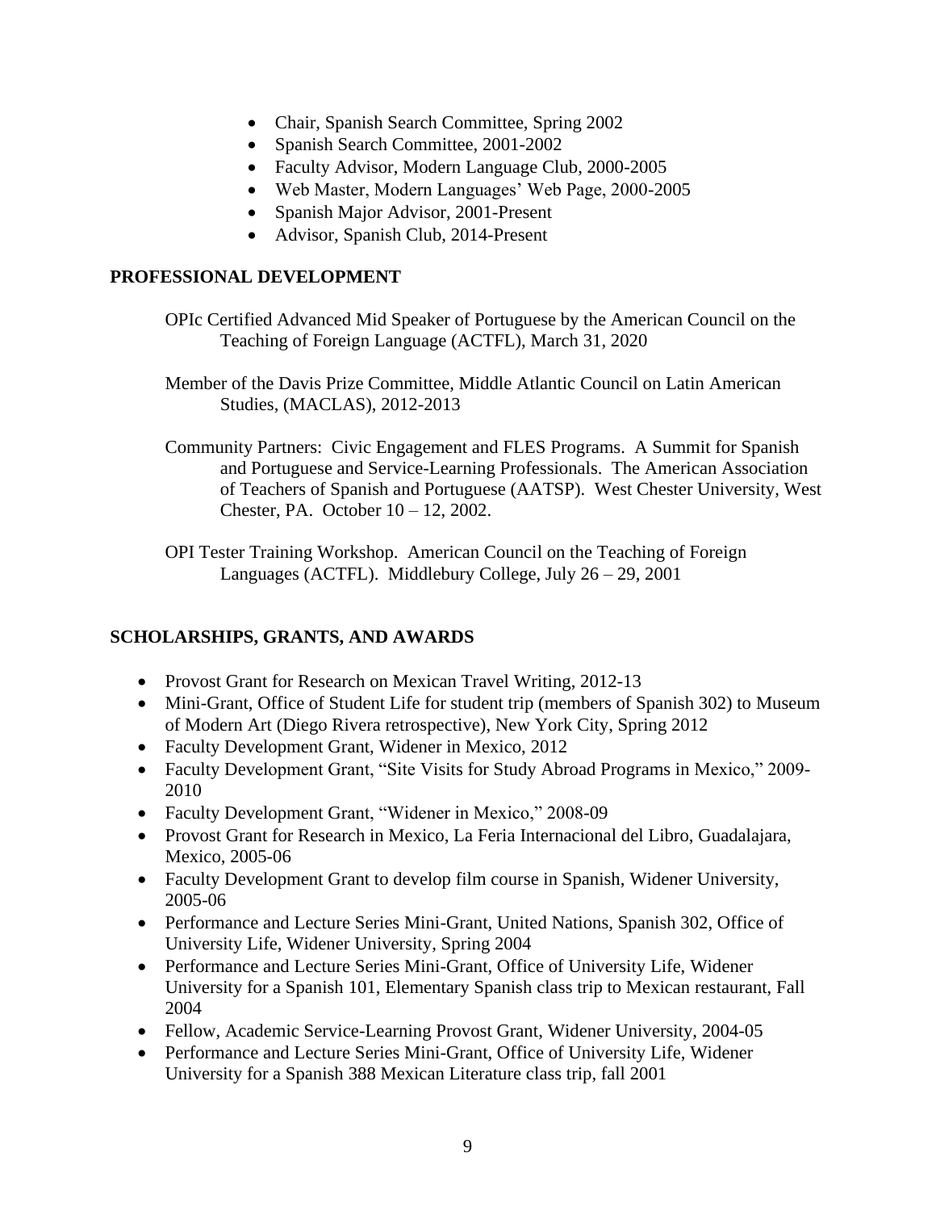- Chair, Spanish Search Committee, Spring 2002
- Spanish Search Committee, 2001-2002
- Faculty Advisor, Modern Language Club, 2000-2005
- Web Master, Modern Languages' Web Page, 2000-2005
- Spanish Major Advisor, 2001-Present
- Advisor, Spanish Club, 2014-Present

## PROFESSIONAL DEVELOPMENT

OPIc Certified Advanced Mid Speaker of Portuguese by the American Council on the Teaching of Foreign Language (ACTFL), March 31, 2020

Member of the Davis Prize Committee, Middle Atlantic Council on Latin American Studies, (MACLAS), 2012-2013

Community Partners: Civic Engagement and FLES Programs. A Summit for Spanish and Portuguese and Service-Learning Professionals. The American Association of Teachers of Spanish and Portuguese (AATSP). West Chester University, West Chester, PA. October 10 – 12, 2002.

OPI Tester Training Workshop. American Council on the Teaching of Foreign Languages (ACTFL). Middlebury College, July 26 – 29, 2001

## SCHOLARSHIPS, GRANTS, AND AWARDS

- Provost Grant for Research on Mexican Travel Writing, 2012-13
- Mini-Grant, Office of Student Life for student trip (members of Spanish 302) to Museum of Modern Art (Diego Rivera retrospective), New York City, Spring 2012
- Faculty Development Grant, Widener in Mexico, 2012
- Faculty Development Grant, "Site Visits for Study Abroad Programs in Mexico," 2009-2010
- Faculty Development Grant, "Widener in Mexico," 2008-09
- Provost Grant for Research in Mexico, La Feria Internacional del Libro, Guadalajara, Mexico, 2005-06
- Faculty Development Grant to develop film course in Spanish, Widener University, 2005-06
- Performance and Lecture Series Mini-Grant, United Nations, Spanish 302, Office of University Life, Widener University, Spring 2004
- Performance and Lecture Series Mini-Grant, Office of University Life, Widener University for a Spanish 101, Elementary Spanish class trip to Mexican restaurant, Fall 2004
- Fellow, Academic Service-Learning Provost Grant, Widener University, 2004-05
- Performance and Lecture Series Mini-Grant, Office of University Life, Widener University for a Spanish 388 Mexican Literature class trip, fall 2001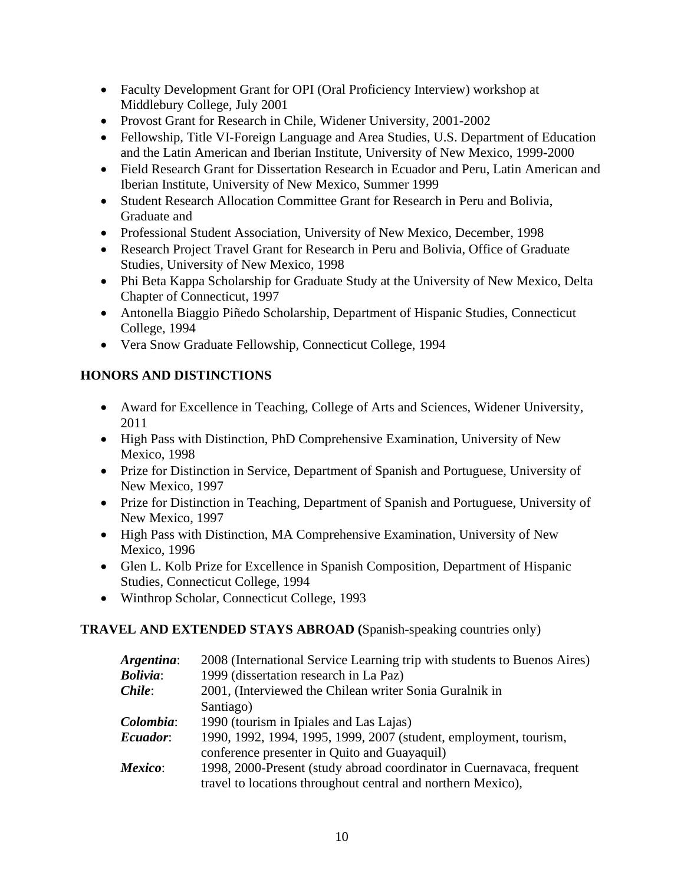- Faculty Development Grant for OPI (Oral Proficiency Interview) workshop at Middlebury College, July 2001
- Provost Grant for Research in Chile, Widener University, 2001-2002
- Fellowship, Title VI-Foreign Language and Area Studies, U.S. Department of Education and the Latin American and Iberian Institute, University of New Mexico, 1999-2000
- Field Research Grant for Dissertation Research in Ecuador and Peru, Latin American and Iberian Institute, University of New Mexico, Summer 1999
- Student Research Allocation Committee Grant for Research in Peru and Bolivia, Graduate and
- Professional Student Association, University of New Mexico, December, 1998
- Research Project Travel Grant for Research in Peru and Bolivia, Office of Graduate Studies, University of New Mexico, 1998
- Phi Beta Kappa Scholarship for Graduate Study at the University of New Mexico, Delta Chapter of Connecticut, 1997
- Antonella Biaggio Piñedo Scholarship, Department of Hispanic Studies, Connecticut College, 1994
- Vera Snow Graduate Fellowship, Connecticut College, 1994

## HONORS AND DISTINCTIONS

- Award for Excellence in Teaching, College of Arts and Sciences, Widener University, 2011
- High Pass with Distinction, PhD Comprehensive Examination, University of New Mexico, 1998
- Prize for Distinction in Service, Department of Spanish and Portuguese, University of New Mexico, 1997
- Prize for Distinction in Teaching, Department of Spanish and Portuguese, University of New Mexico, 1997
- High Pass with Distinction, MA Comprehensive Examination, University of New Mexico, 1996
- Glen L. Kolb Prize for Excellence in Spanish Composition, Department of Hispanic Studies, Connecticut College, 1994
- Winthrop Scholar, Connecticut College, 1993

## TRAVEL AND EXTENDED STAYS ABROAD (Spanish-speaking countries only)

***Argentina***: 2008 (International Service Learning trip with students to Buenos Aires)

***Bolivia***: 1999 (dissertation research in La Paz)

***Chile***: 2001, (Interviewed the Chilean writer Sonia Guralnik in Santiago)

***Colombia***: 1990 (tourism in Ipiales and Las Lajas)

***Ecuador***: 1990, 1992, 1994, 1995, 1999, 2007 (student, employment, tourism, conference presenter in Quito and Guayaquil)

***Mexico***: 1998, 2000-Present (study abroad coordinator in Cuernavaca, frequent travel to locations throughout central and northern Mexico),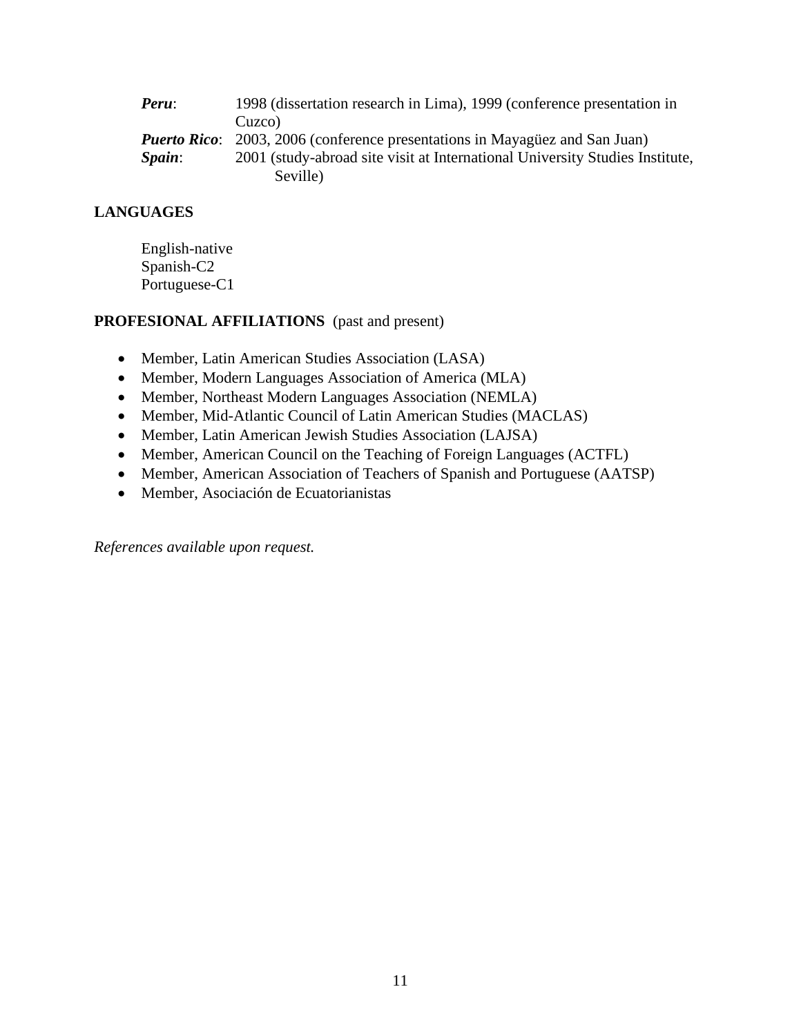***Peru***: 1998 (dissertation research in Lima), 1999 (conference presentation in Cuzco)
***Puerto Rico***: 2003, 2006 (conference presentations in Mayagüez and San Juan)
***Spain***: 2001 (study-abroad site visit at International University Studies Institute, Seville)

**LANGUAGES**

English-native
Spanish-C2
Portuguese-C1

**PROFESIONAL AFFILIATIONS** (past and present)

- Member, Latin American Studies Association (LASA)
- Member, Modern Languages Association of America (MLA)
- Member, Northeast Modern Languages Association (NEMLA)
- Member, Mid-Atlantic Council of Latin American Studies (MACLAS)
- Member, Latin American Jewish Studies Association (LAJSA)
- Member, American Council on the Teaching of Foreign Languages (ACTFL)
- Member, American Association of Teachers of Spanish and Portuguese (AATSP)
- Member, Asociación de Ecuatorianistas

*References available upon request.*